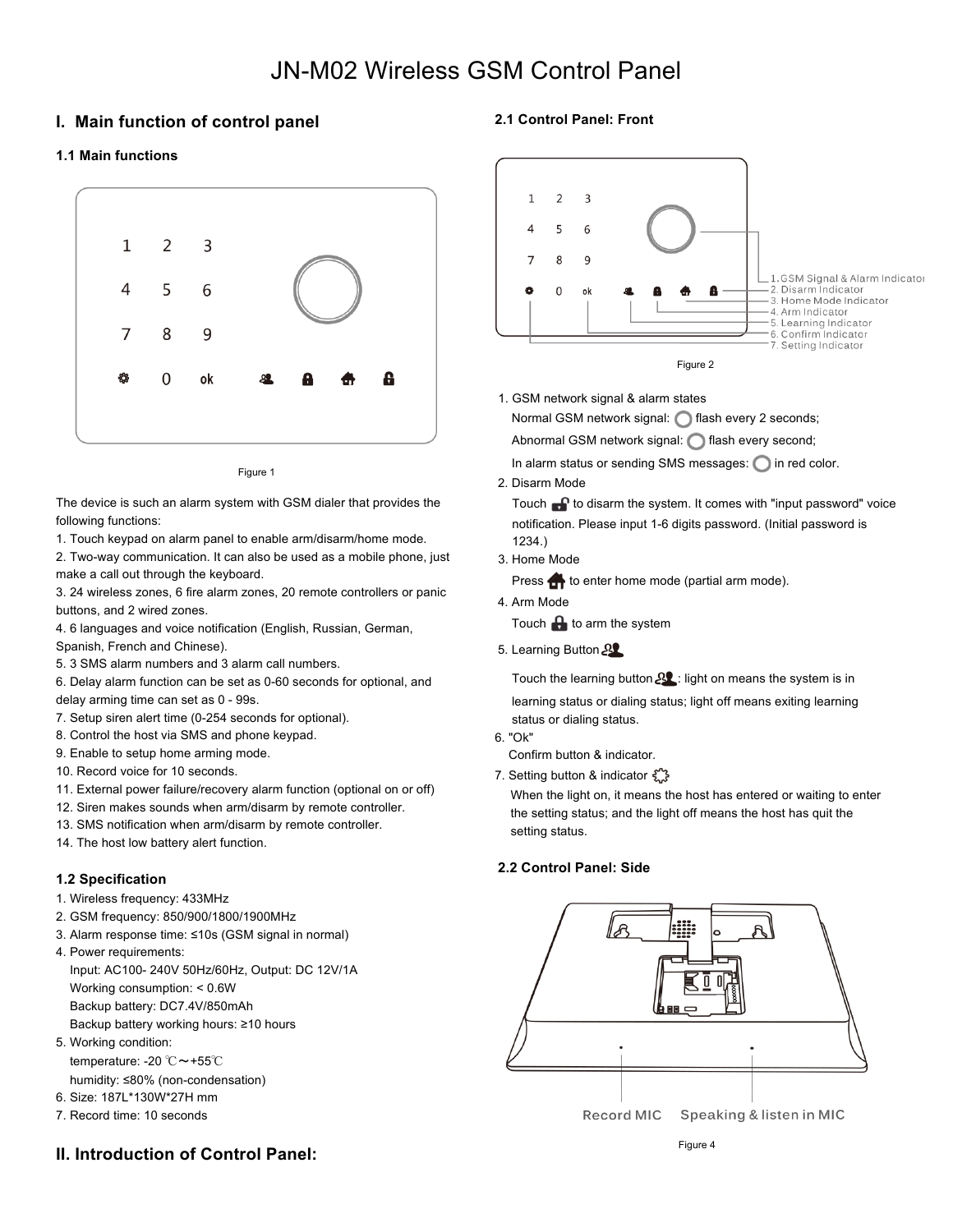# JN-M02 Wireless GSM Control Panel

## I. Main function of control panel

### 1.1 Main functions

Figure 1

The device is such an alarm system with GSM dialer that provides the following functions:

1. Touch keypad on alarm panel to enable arm/disarm/home mode.
2. Two-way communication. It can also be used as a mobile phone, just make a call out through the keyboard.
3. 24 wireless zones, 6 fire alarm zones, 20 remote controllers or panic buttons, and 2 wired zones.
4. 6 languages and voice notification (English, Russian, German, Spanish, French and Chinese).
5. 3 SMS alarm numbers and 3 alarm call numbers.
6. Delay alarm function can be set as 0-60 seconds for optional, and delay arming time can set as 0 - 99s.
7. Setup siren alert time (0-254 seconds for optional).
8. Control the host via SMS and phone keypad.
9. Enable to setup home arming mode.
10. Record voice for 10 seconds.
11. External power failure/recovery alarm function (optional on or off)
12. Siren makes sounds when arm/disarm by remote controller.
13. SMS notification when arm/disarm by remote controller.
14. The host low battery alert function.

### 1.2 Specification

1. Wireless frequency: 433MHz
2. GSM frequency: 850/900/1800/1900MHz
3. Alarm response time: ≤10s (GSM signal in normal)
4. Power requirements:
   Input: AC100- 240V 50Hz/60Hz, Output: DC 12V/1A
   Working consumption: < 0.6W
   Backup battery: DC7.4V/850mAh
   Backup battery working hours: ≥10 hours
5. Working condition:
   temperature: -20 ℃～+55℃
   humidity: ≤80% (non-condensation)
6. Size: 187L*130W*27H mm
7. Record time: 10 seconds

## II. Introduction of Control Panel:

### 2.1 Control Panel: Front

1. GSM Signal & Alarm Indicator
2. Disarm Indicator
3. Home Mode Indicator
4. Arm Indicator
5. Learning Indicator
6. Confirm Indicator
7. Setting Indicator

Figure 2

1. GSM network signal & alarm states
   Normal GSM network signal: flash every 2 seconds;
   Abnormal GSM network signal: flash every second;
   In alarm status or sending SMS messages: in red color.
2. Disarm Mode
   Touch to disarm the system. It comes with "input password" voice notification. Please input 1-6 digits password. (Initial password is 1234.)
3. Home Mode
   Press to enter home mode (partial arm mode).
4. Arm Mode
   Touch to arm the system
5. Learning Button
   Touch the learning button : light on means the system is in learning status or dialing status; light off means exiting learning status or dialing status.
6. "Ok"
   Confirm button & indicator.
7. Setting button & indicator
   When the light on, it means the host has entered or waiting to enter the setting status; and the light off means the host has quit the setting status.

### 2.2 Control Panel: Side

Record MIC　　Speaking & listen in MIC

Figure 4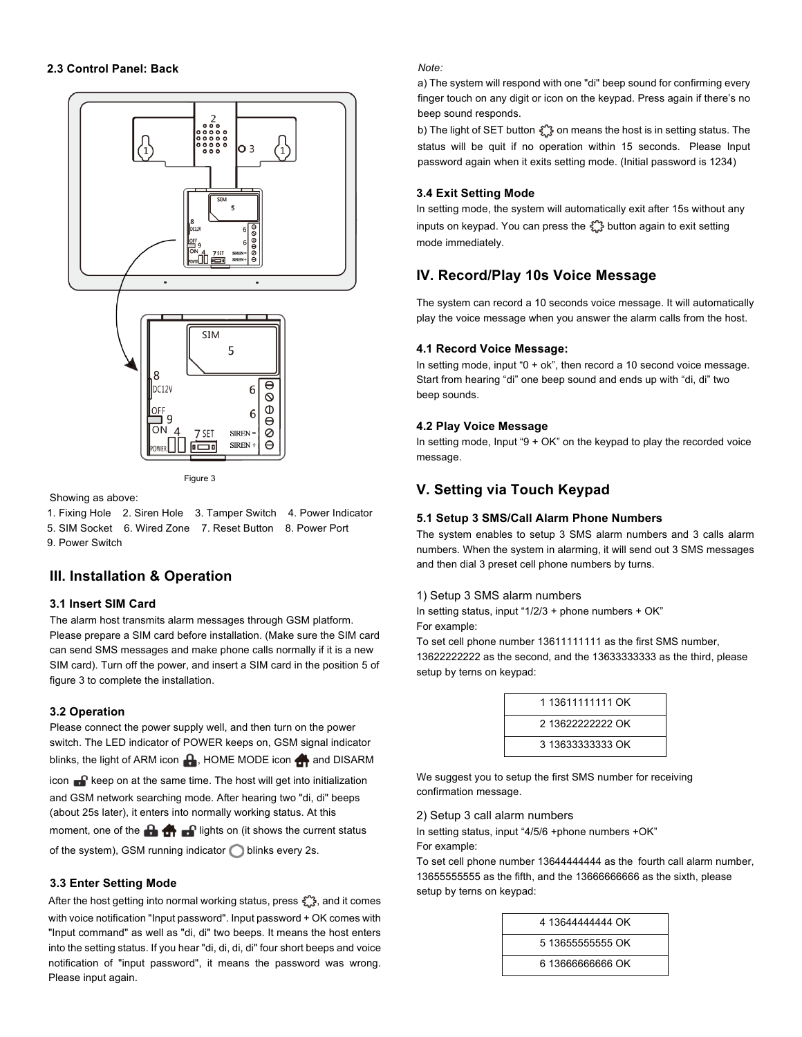### 2.3 Control Panel: Back

Figure 3

Showing as above:
1. Fixing Hole    2. Siren Hole    3. Tamper Switch    4. Power Indicator
5. SIM Socket    6. Wired Zone    7. Reset Button    8. Power Port
9. Power Switch

## III. Installation & Operation

### 3.1 Insert SIM Card

The alarm host transmits alarm messages through GSM platform. Please prepare a SIM card before installation. (Make sure the SIM card can send SMS messages and make phone calls normally if it is a new SIM card). Turn off the power, and insert a SIM card in the position 5 of figure 3 to complete the installation.

### 3.2 Operation

Please connect the power supply well, and then turn on the power switch. The LED indicator of POWER keeps on, GSM signal indicator blinks, the light of ARM icon , HOME MODE icon and DISARM icon keep on at the same time. The host will get into initialization and GSM network searching mode. After hearing two "di, di" beeps (about 25s later), it enters into normally working status. At this moment, one of the lights on (it shows the current status of the system), GSM running indicator blinks every 2s.

### 3.3 Enter Setting Mode

After the host getting into normal working status, press , and it comes with voice notification "Input password". Input password + OK comes with "Input command" as well as "di, di" two beeps. It means the host enters into the setting status. If you hear "di, di, di, di" four short beeps and voice notification of "input password", it means the password was wrong. Please input again.

*Note:*

a) The system will respond with one "di" beep sound for confirming every finger touch on any digit or icon on the keypad. Press again if there's no beep sound responds.

b) The light of SET button on means the host is in setting status. The status will be quit if no operation within 15 seconds. Please Input password again when it exits setting mode. (Initial password is 1234)

### 3.4 Exit Setting Mode

In setting mode, the system will automatically exit after 15s without any inputs on keypad. You can press the button again to exit setting mode immediately.

## IV. Record/Play 10s Voice Message

The system can record a 10 seconds voice message. It will automatically play the voice message when you answer the alarm calls from the host.

### 4.1 Record Voice Message:

In setting mode, input "0 + ok", then record a 10 second voice message. Start from hearing "di" one beep sound and ends up with "di, di" two beep sounds.

### 4.2 Play Voice Message

In setting mode, Input "9 + OK" on the keypad to play the recorded voice message.

## V. Setting via Touch Keypad

### 5.1 Setup 3 SMS/Call Alarm Phone Numbers

The system enables to setup 3 SMS alarm numbers and 3 calls alarm numbers. When the system in alarming, it will send out 3 SMS messages and then dial 3 preset cell phone numbers by turns.

1) Setup 3 SMS alarm numbers

In setting status, input "1/2/3 + phone numbers + OK"

For example:

To set cell phone number 13611111111 as the first SMS number, 13622222222 as the second, and the 13633333333 as the third, please setup by terns on keypad:

| 1 13611111111 OK |
|---|
| 2 13622222222 OK |
| 3 13633333333 OK |

We suggest you to setup the first SMS number for receiving confirmation message.

2) Setup 3 call alarm numbers

In setting status, input "4/5/6 +phone numbers +OK"

For example:

To set cell phone number 13644444444 as the fourth call alarm number, 13655555555 as the fifth, and the 13666666666 as the sixth, please setup by terns on keypad:

| 4 13644444444 OK |
|---|
| 5 13655555555 OK |
| 6 13666666666 OK |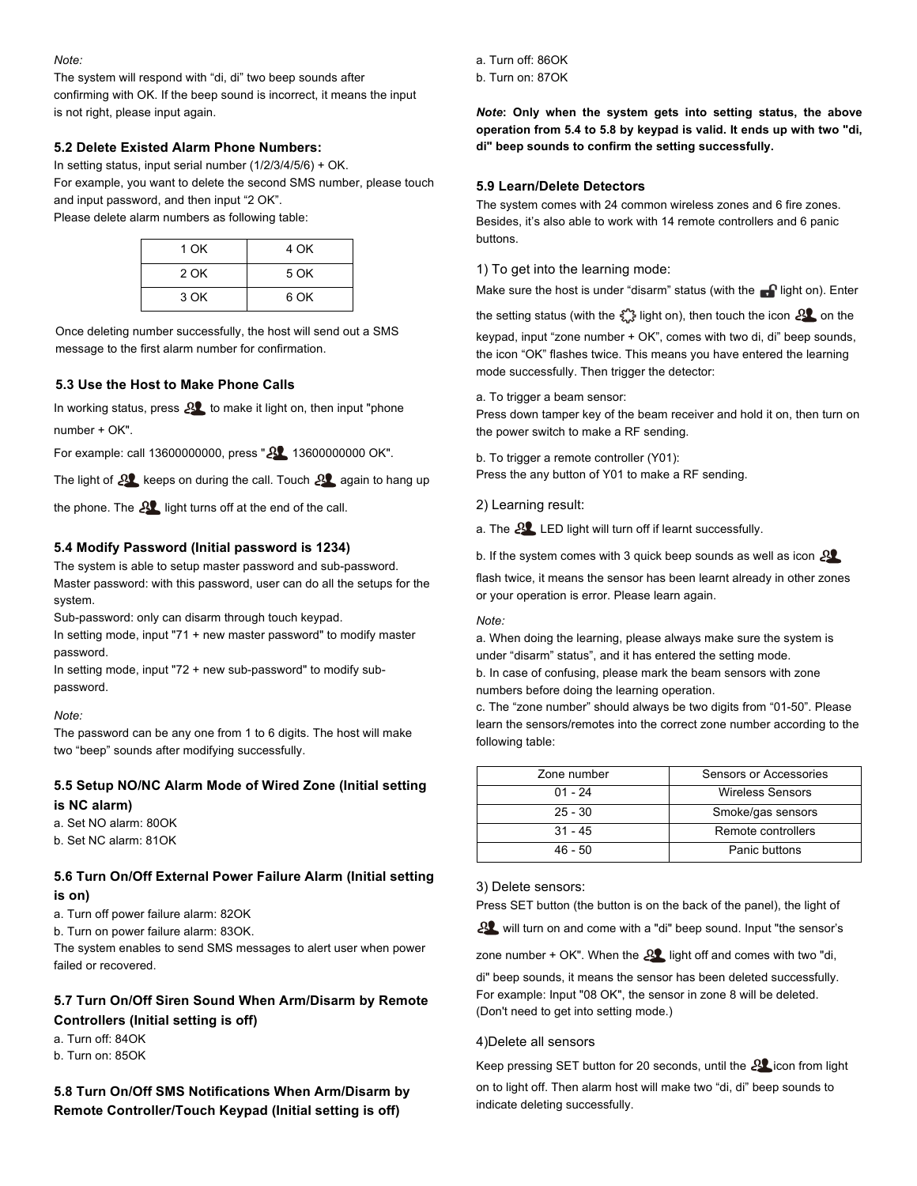*Note:*

The system will respond with “di, di” two beep sounds after confirming with OK. If the beep sound is incorrect, it means the input is not right, please input again.

### 5.2 Delete Existed Alarm Phone Numbers:

In setting status, input serial number (1/2/3/4/5/6) + OK.

For example, you want to delete the second SMS number, please touch and input password, and then input “2 OK”.

Please delete alarm numbers as following table:

| 1 OK | 4 OK |
|---|---|
| 2 OK | 5 OK |
| 3 OK | 6 OK |

Once deleting number successfully, the host will send out a SMS message to the first alarm number for confirmation.

### 5.3 Use the Host to Make Phone Calls

In working status, press  to make it light on, then input "phone number + OK".

For example: call 13600000000, press " 13600000000 OK".

The light of  keeps on during the call. Touch  again to hang up the phone. The  light turns off at the end of the call.

### 5.4 Modify Password (Initial password is 1234)

The system is able to setup master password and sub-password.

Master password: with this password, user can do all the setups for the system.

Sub-password: only can disarm through touch keypad.

In setting mode, input "71 + new master password" to modify master password.

In setting mode, input "72 + new sub-password" to modify sub-password.

*Note:*

The password can be any one from 1 to 6 digits. The host will make two “beep” sounds after modifying successfully.

### 5.5 Setup NO/NC Alarm Mode of Wired Zone (Initial setting is NC alarm)

a. Set NO alarm: 80OK

b. Set NC alarm: 81OK

### 5.6 Turn On/Off External Power Failure Alarm (Initial setting is on)

a. Turn off power failure alarm: 82OK

b. Turn on power failure alarm: 83OK.

The system enables to send SMS messages to alert user when power failed or recovered.

### 5.7 Turn On/Off Siren Sound When Arm/Disarm by Remote Controllers (Initial setting is off)

a. Turn off: 84OK

b. Turn on: 85OK

### 5.8 Turn On/Off SMS Notifications When Arm/Disarm by Remote Controller/Touch Keypad (Initial setting is off)

a. Turn off: 86OK

b. Turn on: 87OK

***Note*: Only when the system gets into setting status, the above operation from 5.4 to 5.8 by keypad is valid. It ends up with two "di, di" beep sounds to confirm the setting successfully.**

### 5.9 Learn/Delete Detectors

The system comes with 24 common wireless zones and 6 fire zones. Besides, it’s also able to work with 14 remote controllers and 6 panic buttons.

1) To get into the learning mode:

Make sure the host is under “disarm” status (with the  light on). Enter the setting status (with the  light on), then touch the icon  on the keypad, input “zone number + OK”, comes with two di, di” beep sounds, the icon “OK” flashes twice. This means you have entered the learning mode successfully. Then trigger the detector:

a. To trigger a beam sensor:

Press down tamper key of the beam receiver and hold it on, then turn on the power switch to make a RF sending.

b. To trigger a remote controller (Y01):

Press the any button of Y01 to make a RF sending.

2) Learning result:

a. The  LED light will turn off if learnt successfully.

b. If the system comes with 3 quick beep sounds as well as icon  flash twice, it means the sensor has been learnt already in other zones or your operation is error. Please learn again.

*Note:*

a. When doing the learning, please always make sure the system is under “disarm” status”, and it has entered the setting mode.

b. In case of confusing, please mark the beam sensors with zone numbers before doing the learning operation.

c. The “zone number” should always be two digits from “01-50”. Please learn the sensors/remotes into the correct zone number according to the following table:

| Zone number | Sensors or Accessories |
|---|---|
| 01 - 24 | Wireless Sensors |
| 25 - 30 | Smoke/gas sensors |
| 31 - 45 | Remote controllers |
| 46 - 50 | Panic buttons |

3) Delete sensors:

Press SET button (the button is on the back of the panel), the light of  will turn on and come with a "di" beep sound. Input "the sensor’s zone number + OK". When the  light off and comes with two "di, di" beep sounds, it means the sensor has been deleted successfully.

For example: Input "08 OK", the sensor in zone 8 will be deleted.

(Don't need to get into setting mode.)

4)Delete all sensors

Keep pressing SET button for 20 seconds, until the  icon from light on to light off. Then alarm host will make two “di, di” beep sounds to indicate deleting successfully.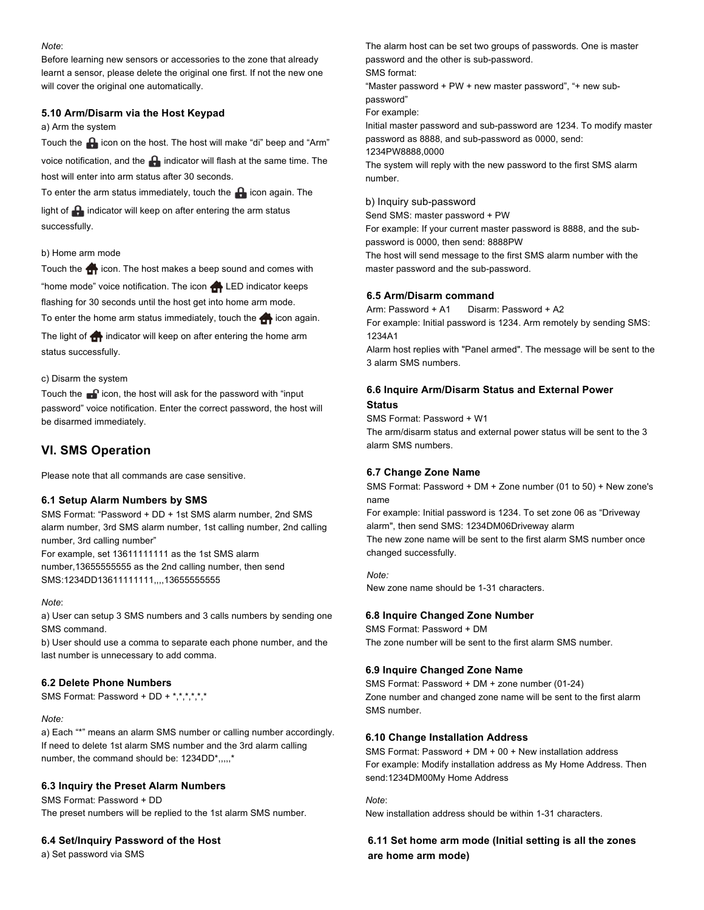*Note*:
Before learning new sensors or accessories to the zone that already learnt a sensor, please delete the original one first. If not the new one will cover the original one automatically.

### 5.10 Arm/Disarm via the Host Keypad

a) Arm the system

Touch the icon on the host. The host will make "di" beep and "Arm" voice notification, and the indicator will flash at the same time. The host will enter into arm status after 30 seconds.

To enter the arm status immediately, touch the icon again. The light of indicator will keep on after entering the arm status successfully.

b) Home arm mode

Touch the icon. The host makes a beep sound and comes with "home mode" voice notification. The icon LED indicator keeps flashing for 30 seconds until the host get into home arm mode.

To enter the home arm status immediately, touch the icon again. The light of indicator will keep on after entering the home arm status successfully.

c) Disarm the system

Touch the icon, the host will ask for the password with "input password" voice notification. Enter the correct password, the host will be disarmed immediately.

## VI. SMS Operation

Please note that all commands are case sensitive.

### 6.1 Setup Alarm Numbers by SMS

SMS Format: "Password + DD + 1st SMS alarm number, 2nd SMS alarm number, 3rd SMS alarm number, 1st calling number, 2nd calling number, 3rd calling number"

For example, set 13611111111 as the 1st SMS alarm number,13655555555 as the 2nd calling number, then send SMS:1234DD13611111111,,,,13655555555

*Note*:

a) User can setup 3 SMS numbers and 3 calls numbers by sending one SMS command.

b) User should use a comma to separate each phone number, and the last number is unnecessary to add comma.

### 6.2 Delete Phone Numbers

SMS Format: Password + DD + *,*,*,*,*,*

*Note:*

a) Each "*" means an alarm SMS number or calling number accordingly. If need to delete 1st alarm SMS number and the 3rd alarm calling number, the command should be: 1234DD*,,,,,*

### 6.3 Inquiry the Preset Alarm Numbers

SMS Format: Password + DD

The preset numbers will be replied to the 1st alarm SMS number.

### 6.4 Set/Inquiry Password of the Host

a) Set password via SMS

The alarm host can be set two groups of passwords. One is master password and the other is sub-password.

SMS format:

"Master password + PW + new master password", "+ new sub-password"

For example:

Initial master password and sub-password are 1234. To modify master password as 8888, and sub-password as 0000, send: 1234PW8888,0000

The system will reply with the new password to the first SMS alarm number.

b) Inquiry sub-password

Send SMS: master password + PW

For example: If your current master password is 8888, and the sub-password is 0000, then send: 8888PW

The host will send message to the first SMS alarm number with the master password and the sub-password.

### 6.5 Arm/Disarm command

Arm: Password + A1    Disarm: Password + A2

For example: Initial password is 1234. Arm remotely by sending SMS: 1234A1

Alarm host replies with "Panel armed". The message will be sent to the 3 alarm SMS numbers.

### 6.6 Inquire Arm/Disarm Status and External Power Status

SMS Format: Password + W1

The arm/disarm status and external power status will be sent to the 3 alarm SMS numbers.

### 6.7 Change Zone Name

SMS Format: Password + DM + Zone number (01 to 50) + New zone's name

For example: Initial password is 1234. To set zone 06 as "Driveway alarm", then send SMS: 1234DM06Driveway alarm

The new zone name will be sent to the first alarm SMS number once changed successfully.

*Note:*

New zone name should be 1-31 characters.

### 6.8 Inquire Changed Zone Number

SMS Format: Password + DM

The zone number will be sent to the first alarm SMS number.

### 6.9 Inquire Changed Zone Name

SMS Format: Password + DM + zone number (01-24)

Zone number and changed zone name will be sent to the first alarm SMS number.

### 6.10 Change Installation Address

SMS Format: Password + DM + 00 + New installation address

For example: Modify installation address as My Home Address. Then send:1234DM00My Home Address

*Note*:

New installation address should be within 1-31 characters.

### 6.11 Set home arm mode (Initial setting is all the zones are home arm mode)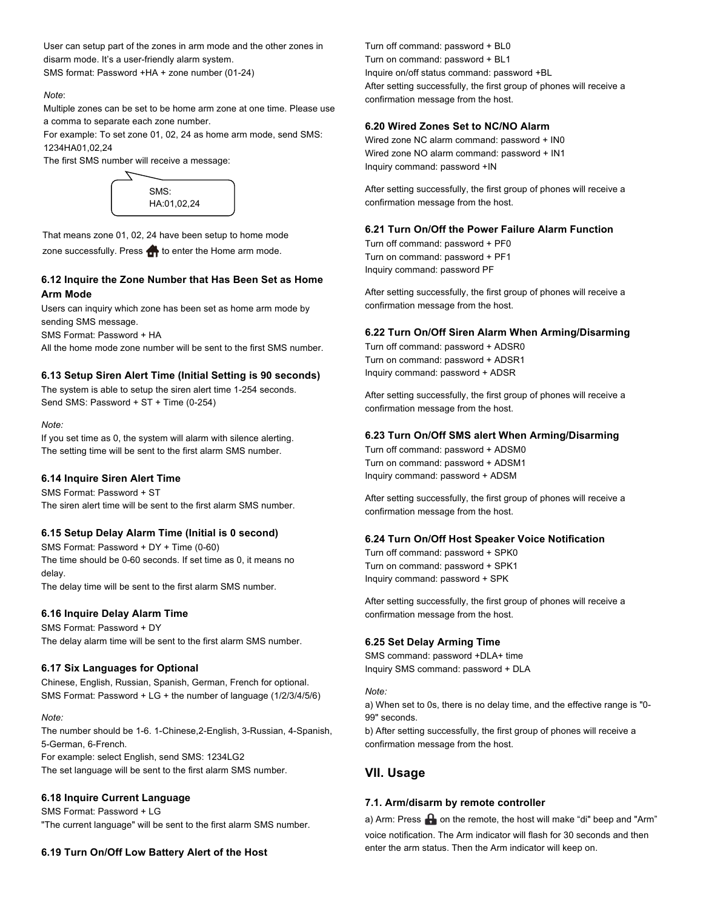User can setup part of the zones in arm mode and the other zones in disarm mode. It's a user-friendly alarm system.
SMS format: Password +HA + zone number (01-24)

*Note*:
Multiple zones can be set to be home arm zone at one time. Please use a comma to separate each zone number.
For example: To set zone 01, 02, 24 as home arm mode, send SMS: 1234HA01,02,24
The first SMS number will receive a message:

SMS:
HA:01,02,24

That means zone 01, 02, 24 have been setup to home mode zone successfully. Press 🏠 to enter the Home arm mode.

### 6.12 Inquire the Zone Number that Has Been Set as Home Arm Mode

Users can inquiry which zone has been set as home arm mode by sending SMS message.
SMS Format: Password + HA
All the home mode zone number will be sent to the first SMS number.

### 6.13 Setup Siren Alert Time (Initial Setting is 90 seconds)

The system is able to setup the siren alert time 1-254 seconds.
Send SMS: Password + ST + Time (0-254)

*Note:*
If you set time as 0, the system will alarm with silence alerting.
The setting time will be sent to the first alarm SMS number.

### 6.14 Inquire Siren Alert Time

SMS Format: Password + ST
The siren alert time will be sent to the first alarm SMS number.

### 6.15 Setup Delay Alarm Time (Initial is 0 second)

SMS Format: Password + DY + Time (0-60)
The time should be 0-60 seconds. If set time as 0, it means no delay.
The delay time will be sent to the first alarm SMS number.

### 6.16 Inquire Delay Alarm Time

SMS Format: Password + DY
The delay alarm time will be sent to the first alarm SMS number.

### 6.17 Six Languages for Optional

Chinese, English, Russian, Spanish, German, French for optional.
SMS Format: Password + LG + the number of language (1/2/3/4/5/6)

*Note:*
The number should be 1-6. 1-Chinese,2-English, 3-Russian, 4-Spanish, 5-German, 6-French.
For example: select English, send SMS: 1234LG2
The set language will be sent to the first alarm SMS number.

### 6.18 Inquire Current Language

SMS Format: Password + LG
"The current language" will be sent to the first alarm SMS number.

### 6.19 Turn On/Off Low Battery Alert of the Host

Turn off command: password + BL0
Turn on command: password + BL1
Inquire on/off status command: password +BL
After setting successfully, the first group of phones will receive a confirmation message from the host.

### 6.20 Wired Zones Set to NC/NO Alarm

Wired zone NC alarm command: password + IN0
Wired zone NO alarm command: password + IN1
Inquiry command: password +IN

After setting successfully, the first group of phones will receive a confirmation message from the host.

### 6.21 Turn On/Off the Power Failure Alarm Function

Turn off command: password + PF0
Turn on command: password + PF1
Inquiry command: password PF

After setting successfully, the first group of phones will receive a confirmation message from the host.

### 6.22 Turn On/Off Siren Alarm When Arming/Disarming

Turn off command: password + ADSR0
Turn on command: password + ADSR1
Inquiry command: password + ADSR

After setting successfully, the first group of phones will receive a confirmation message from the host.

### 6.23 Turn On/Off SMS alert When Arming/Disarming

Turn off command: password + ADSM0
Turn on command: password + ADSM1
Inquiry command: password + ADSM

After setting successfully, the first group of phones will receive a confirmation message from the host.

### 6.24 Turn On/Off Host Speaker Voice Notification

Turn off command: password + SPK0
Turn on command: password + SPK1
Inquiry command: password + SPK

After setting successfully, the first group of phones will receive a confirmation message from the host.

### 6.25 Set Delay Arming Time

SMS command: password +DLA+ time
Inquiry SMS command: password + DLA

*Note:*
a) When set to 0s, there is no delay time, and the effective range is "0-99" seconds.
b) After setting successfully, the first group of phones will receive a confirmation message from the host.

## VII. Usage

### 7.1. Arm/disarm by remote controller

a) Arm: Press 🔒 on the remote, the host will make "di" beep and "Arm" voice notification. The Arm indicator will flash for 30 seconds and then enter the arm status. Then the Arm indicator will keep on.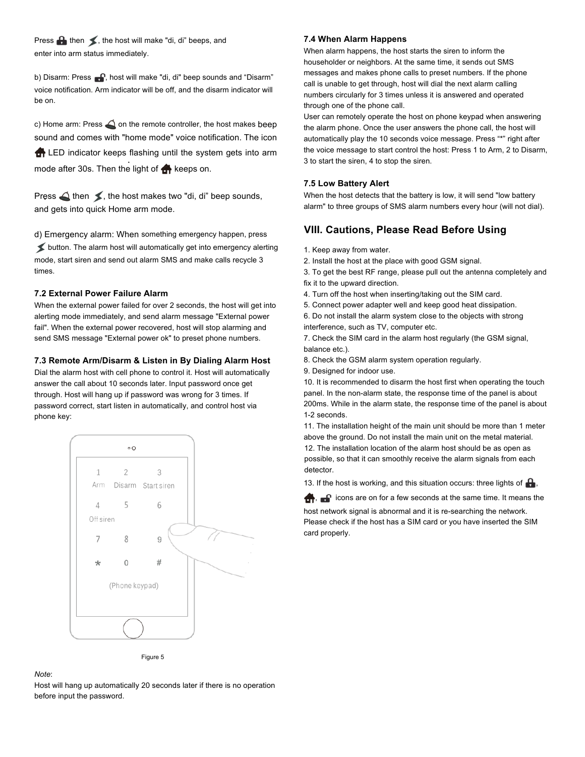Press 🔒 then ⚡, the host will make "di, di" beeps, and enter into arm status immediately.

b) Disarm: Press 🔓, host will make "di, di" beep sounds and "Disarm" voice notification. Arm indicator will be off, and the disarm indicator will be on.

c) Home arm: Press 🔔 on the remote controller, the host makes beep sound and comes with "home mode" voice notification. The icon 🏠 LED indicator keeps flashing until the system gets into arm mode after 30s. Then the light of 🏠 keeps on.

Press 🔔 then ⚡, the host makes two "di, di" beep sounds, and gets into quick Home arm mode.

d) Emergency alarm: When something emergency happen, press ⚡ button. The alarm host will automatically get into emergency alerting mode, start siren and send out alarm SMS and make calls recycle 3 times.

### 7.2 External Power Failure Alarm

When the external power failed for over 2 seconds, the host will get into alerting mode immediately, and send alarm message "External power fail". When the external power recovered, host will stop alarming and send SMS message "External power ok" to preset phone numbers.

### 7.3 Remote Arm/Disarm & Listen in By Dialing Alarm Host

Dial the alarm host with cell phone to control it. Host will automatically answer the call about 10 seconds later. Input password once get through. Host will hang up if password was wrong for 3 times. If password correct, start listen in automatically, and control host via phone key:

1 Arm
2 Disarm
3 Start siren
4 Off siren
5
6
7
8
9
*
0
#
(Phone keypad)

Figure 5

*Note*:
Host will hang up automatically 20 seconds later if there is no operation before input the password.

### 7.4 When Alarm Happens

When alarm happens, the host starts the siren to inform the householder or neighbors. At the same time, it sends out SMS messages and makes phone calls to preset numbers. If the phone call is unable to get through, host will dial the next alarm calling numbers circularly for 3 times unless it is answered and operated through one of the phone call.
User can remotely operate the host on phone keypad when answering the alarm phone. Once the user answers the phone call, the host will automatically play the 10 seconds voice message. Press "*" right after the voice message to start control the host: Press 1 to Arm, 2 to Disarm, 3 to start the siren, 4 to stop the siren.

### 7.5 Low Battery Alert

When the host detects that the battery is low, it will send "low battery alarm" to three groups of SMS alarm numbers every hour (will not dial).

## VIII. Cautions, Please Read Before Using

1. Keep away from water.
2. Install the host at the place with good GSM signal.
3. To get the best RF range, please pull out the antenna completely and fix it to the upward direction.
4. Turn off the host when inserting/taking out the SIM card.
5. Connect power adapter well and keep good heat dissipation.
6. Do not install the alarm system close to the objects with strong interference, such as TV, computer etc.
7. Check the SIM card in the alarm host regularly (the GSM signal, balance etc.).
8. Check the GSM alarm system operation regularly.
9. Designed for indoor use.
10. It is recommended to disarm the host first when operating the touch panel. In the non-alarm state, the response time of the panel is about 200ms. While in the alarm state, the response time of the panel is about 1-2 seconds.
11. The installation height of the main unit should be more than 1 meter above the ground. Do not install the main unit on the metal material.
12. The installation location of the alarm host should be as open as possible, so that it can smoothly receive the alarm signals from each detector.
13. If the host is working, and this situation occurs: three lights of 🔒, 🏠, 🔓 icons are on for a few seconds at the same time. It means the host network signal is abnormal and it is re-searching the network. Please check if the host has a SIM card or you have inserted the SIM card properly.